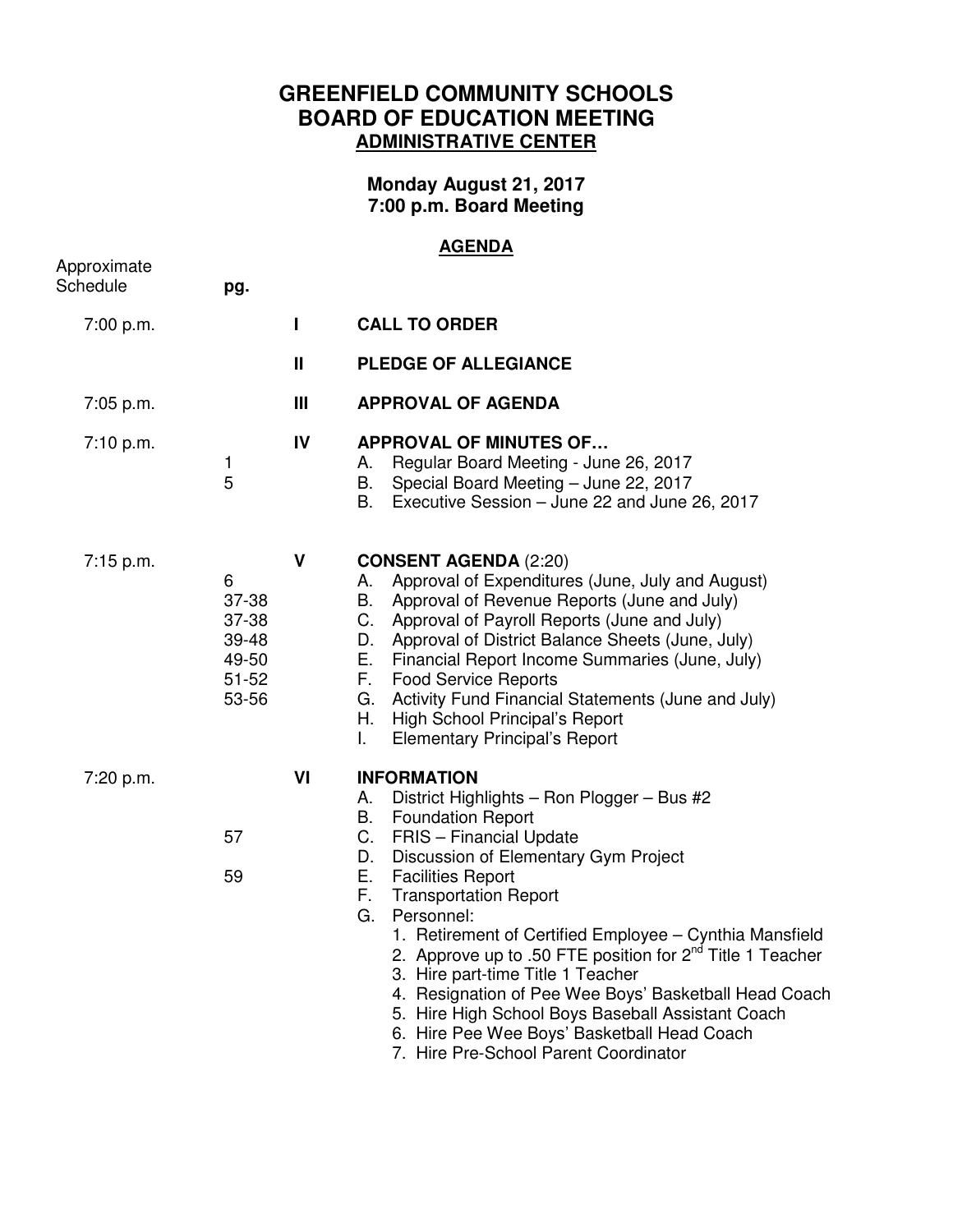# GREENFIELD COMMUNITY SCHOOLS
# BOARD OF EDUCATION MEETING
## ADMINISTRATIVE CENTER

**Monday August 21, 2017**
**7:00 p.m. Board Meeting**

## AGENDA

| Approximate Schedule | pg. | | |
|---|---|---|---|
| 7:00 p.m. | | I | **CALL TO ORDER** |
| | | II | **PLEDGE OF ALLEGIANCE** |
| 7:05 p.m. | | III | **APPROVAL OF AGENDA** |
| 7:10 p.m. | | IV | **APPROVAL OF MINUTES OF…** |
| | 1 | | A. Regular Board Meeting - June 26, 2017 |
| | 5 | | B. Special Board Meeting – June 22, 2017 |
| | | | B. Executive Session – June 22 and June 26, 2017 |
| 7:15 p.m. | | V | **CONSENT AGENDA** (2:20) |
| | 6 | | A. Approval of Expenditures (June, July and August) |
| | 37-38 | | B. Approval of Revenue Reports (June and July) |
| | 37-38 | | C. Approval of Payroll Reports (June and July) |
| | 39-48 | | D. Approval of District Balance Sheets (June, July) |
| | 49-50 | | E. Financial Report Income Summaries (June, July) |
| | 51-52 | | F. Food Service Reports |
| | 53-56 | | G. Activity Fund Financial Statements (June and July) |
| | | | H. High School Principal's Report |
| | | | I. Elementary Principal's Report |
| 7:20 p.m. | | VI | **INFORMATION** |
| | | | A. District Highlights – Ron Plogger – Bus #2 |
| | | | B. Foundation Report |
| | 57 | | C. FRIS – Financial Update |
| | | | D. Discussion of Elementary Gym Project |
| | 59 | | E. Facilities Report |
| | | | F. Transportation Report |
| | | | G. Personnel: |
| | | | 1. Retirement of Certified Employee – Cynthia Mansfield |
| | | | 2. Approve up to .50 FTE position for 2nd Title 1 Teacher |
| | | | 3. Hire part-time Title 1 Teacher |
| | | | 4. Resignation of Pee Wee Boys' Basketball Head Coach |
| | | | 5. Hire High School Boys Baseball Assistant Coach |
| | | | 6. Hire Pee Wee Boys' Basketball Head Coach |
| | | | 7. Hire Pre-School Parent Coordinator |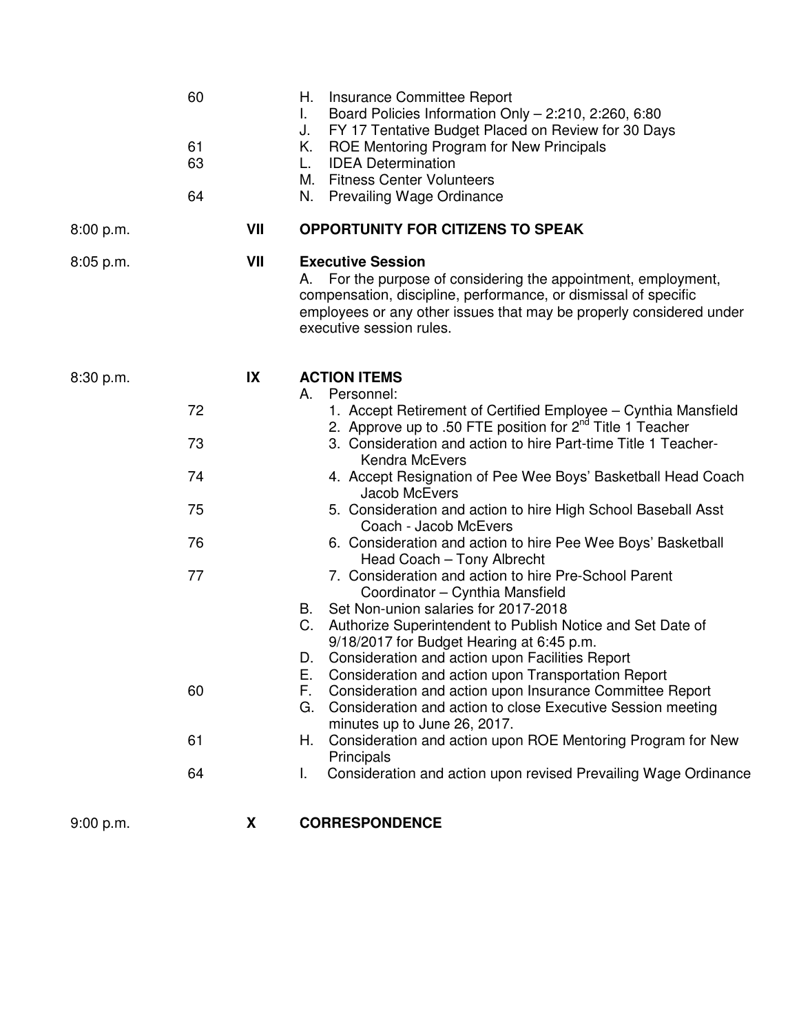| | | | |
|---|---|---|---|
| | 60 | | H. Insurance Committee Report |
| | | | I. Board Policies Information Only – 2:210, 2:260, 6:80 |
| | | | J. FY 17 Tentative Budget Placed on Review for 30 Days |
| | 61 | | K. ROE Mentoring Program for New Principals |
| | 63 | | L. IDEA Determination |
| | | | M. Fitness Center Volunteers |
| | 64 | | N. Prevailing Wage Ordinance |
| 8:00 p.m. | | **VII** | **OPPORTUNITY FOR CITIZENS TO SPEAK** |
| 8:05 p.m. | | **VII** | **Executive Session** |
| | | | A. For the purpose of considering the appointment, employment, compensation, discipline, performance, or dismissal of specific employees or any other issues that may be properly considered under executive session rules. |
| 8:30 p.m. | | **IX** | **ACTION ITEMS** |
| | | | A. Personnel: |
| | 72 | | 1. Accept Retirement of Certified Employee – Cynthia Mansfield |
| | | | 2. Approve up to .50 FTE position for 2nd Title 1 Teacher |
| | 73 | | 3. Consideration and action to hire Part-time Title 1 Teacher- Kendra McEvers |
| | 74 | | 4. Accept Resignation of Pee Wee Boys' Basketball Head Coach Jacob McEvers |
| | 75 | | 5. Consideration and action to hire High School Baseball Asst Coach - Jacob McEvers |
| | 76 | | 6. Consideration and action to hire Pee Wee Boys' Basketball Head Coach – Tony Albrecht |
| | 77 | | 7. Consideration and action to hire Pre-School Parent Coordinator – Cynthia Mansfield |
| | | | B. Set Non-union salaries for 2017-2018 |
| | | | C. Authorize Superintendent to Publish Notice and Set Date of 9/18/2017 for Budget Hearing at 6:45 p.m. |
| | | | D. Consideration and action upon Facilities Report |
| | | | E. Consideration and action upon Transportation Report |
| | 60 | | F. Consideration and action upon Insurance Committee Report |
| | | | G. Consideration and action to close Executive Session meeting minutes up to June 26, 2017. |
| | 61 | | H. Consideration and action upon ROE Mentoring Program for New Principals |
| | 64 | | I. Consideration and action upon revised Prevailing Wage Ordinance |
| 9:00 p.m. | | **X** | **CORRESPONDENCE** |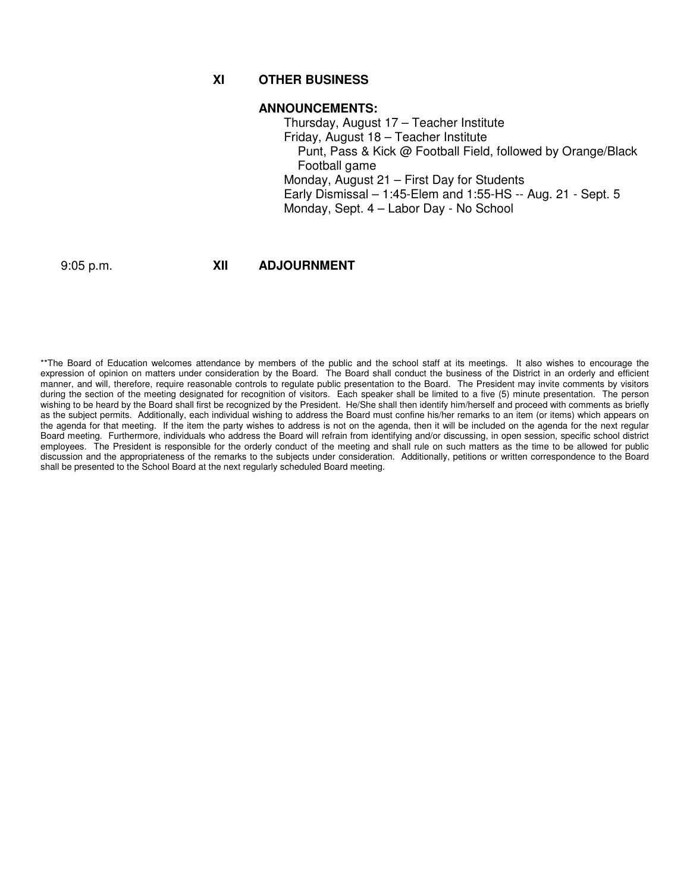## XI OTHER BUSINESS

**ANNOUNCEMENTS:**

Thursday, August 17 – Teacher Institute
Friday, August 18 – Teacher Institute
  Punt, Pass & Kick @ Football Field, followed by Orange/Black Football game
Monday, August 21 – First Day for Students
Early Dismissal – 1:45-Elem and 1:55-HS -- Aug. 21 - Sept. 5
Monday, Sept. 4 – Labor Day - No School

9:05 p.m. **XII ADJOURNMENT**

**The Board of Education welcomes attendance by members of the public and the school staff at its meetings. It also wishes to encourage the expression of opinion on matters under consideration by the Board. The Board shall conduct the business of the District in an orderly and efficient manner, and will, therefore, require reasonable controls to regulate public presentation to the Board. The President may invite comments by visitors during the section of the meeting designated for recognition of visitors. Each speaker shall be limited to a five (5) minute presentation. The person wishing to be heard by the Board shall first be recognized by the President. He/She shall then identify him/herself and proceed with comments as briefly as the subject permits. Additionally, each individual wishing to address the Board must confine his/her remarks to an item (or items) which appears on the agenda for that meeting. If the item the party wishes to address is not on the agenda, then it will be included on the agenda for the next regular Board meeting. Furthermore, individuals who address the Board will refrain from identifying and/or discussing, in open session, specific school district employees. The President is responsible for the orderly conduct of the meeting and shall rule on such matters as the time to be allowed for public discussion and the appropriateness of the remarks to the subjects under consideration. Additionally, petitions or written correspondence to the Board shall be presented to the School Board at the next regularly scheduled Board meeting.